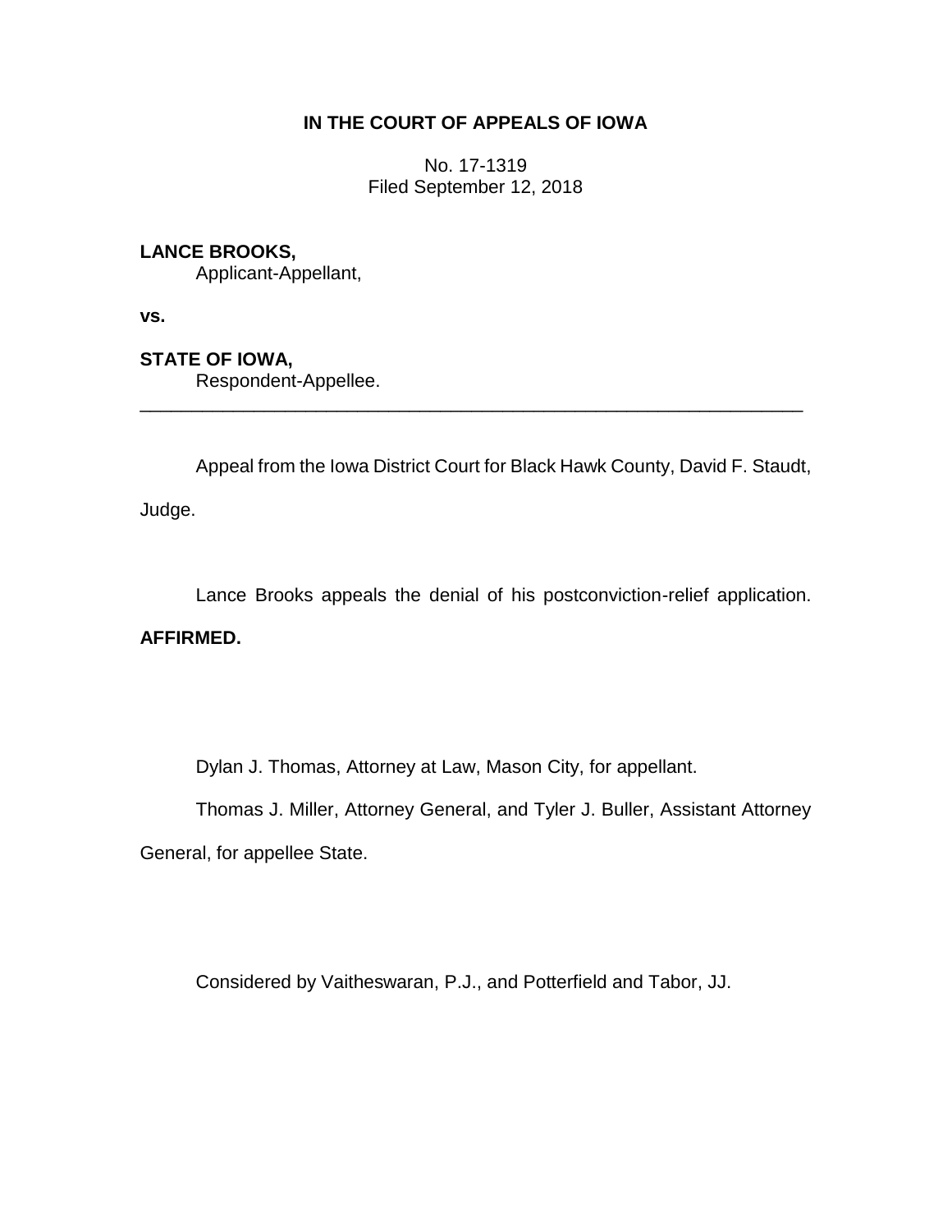**IN THE COURT OF APPEALS OF IOWA**

No. 17-1319
Filed September 12, 2018

**LANCE BROOKS,**
Applicant-Appellant,

**vs.**

**STATE OF IOWA,**
Respondent-Appellee.

---

Appeal from the Iowa District Court for Black Hawk County, David F. Staudt, Judge.

Lance Brooks appeals the denial of his postconviction-relief application. **AFFIRMED.**

Dylan J. Thomas, Attorney at Law, Mason City, for appellant.

Thomas J. Miller, Attorney General, and Tyler J. Buller, Assistant Attorney General, for appellee State.

Considered by Vaitheswaran, P.J., and Potterfield and Tabor, JJ.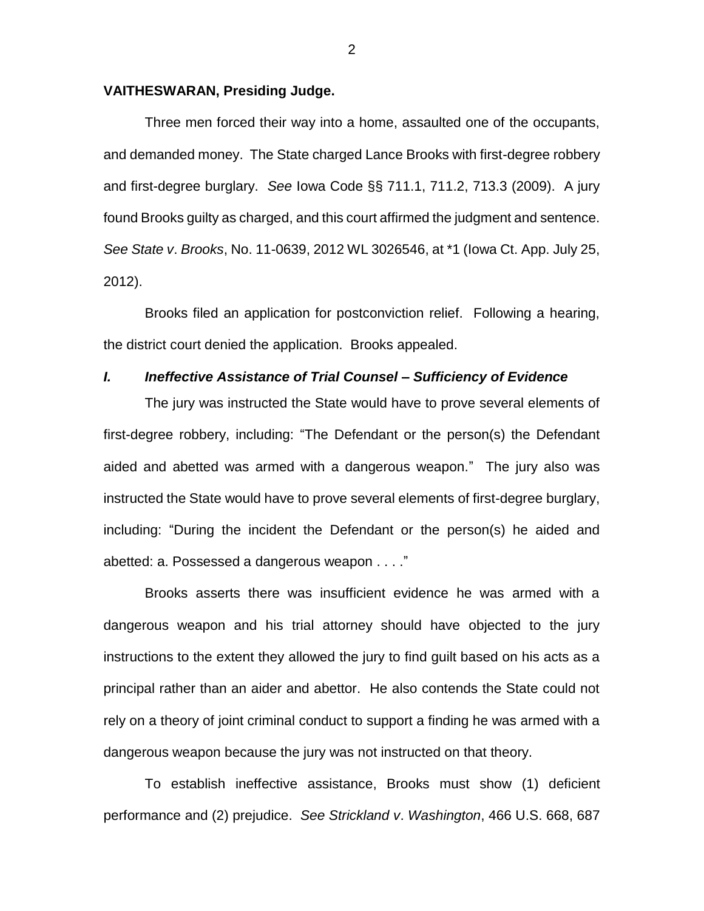**VAITHESWARAN, Presiding Judge.**

Three men forced their way into a home, assaulted one of the occupants, and demanded money. The State charged Lance Brooks with first-degree robbery and first-degree burglary. *See* Iowa Code §§ 711.1, 711.2, 713.3 (2009). A jury found Brooks guilty as charged, and this court affirmed the judgment and sentence. *See State v. Brooks*, No. 11-0639, 2012 WL 3026546, at *1 (Iowa Ct. App. July 25, 2012).

Brooks filed an application for postconviction relief. Following a hearing, the district court denied the application. Brooks appealed.

### *I. Ineffective Assistance of Trial Counsel – Sufficiency of Evidence*

The jury was instructed the State would have to prove several elements of first-degree robbery, including: "The Defendant or the person(s) the Defendant aided and abetted was armed with a dangerous weapon." The jury also was instructed the State would have to prove several elements of first-degree burglary, including: "During the incident the Defendant or the person(s) he aided and abetted: a. Possessed a dangerous weapon . . . ."

Brooks asserts there was insufficient evidence he was armed with a dangerous weapon and his trial attorney should have objected to the jury instructions to the extent they allowed the jury to find guilt based on his acts as a principal rather than an aider and abettor. He also contends the State could not rely on a theory of joint criminal conduct to support a finding he was armed with a dangerous weapon because the jury was not instructed on that theory.

To establish ineffective assistance, Brooks must show (1) deficient performance and (2) prejudice. *See Strickland v. Washington*, 466 U.S. 668, 687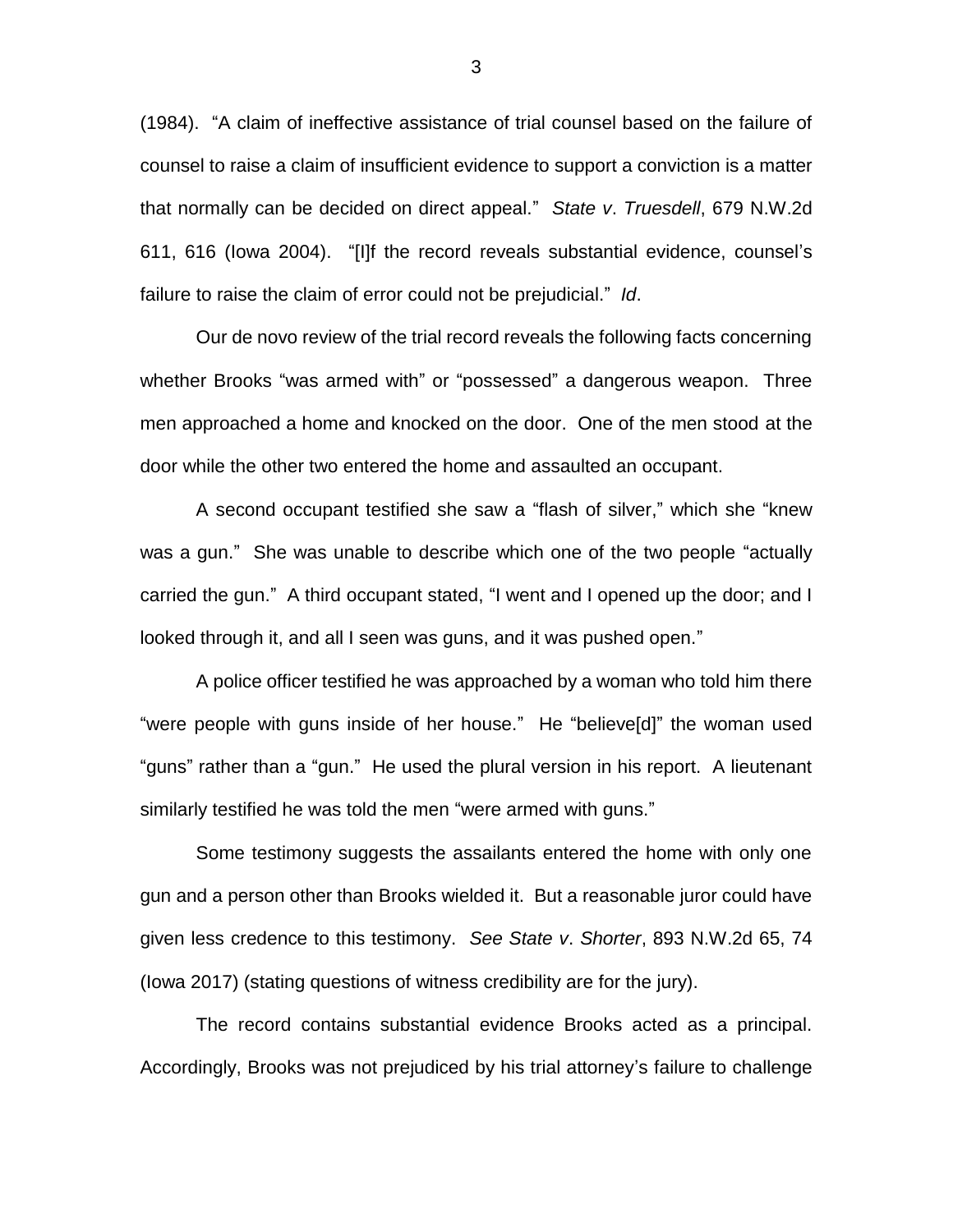(1984). "A claim of ineffective assistance of trial counsel based on the failure of counsel to raise a claim of insufficient evidence to support a conviction is a matter that normally can be decided on direct appeal." *State v. Truesdell*, 679 N.W.2d 611, 616 (Iowa 2004). "[I]f the record reveals substantial evidence, counsel's failure to raise the claim of error could not be prejudicial." *Id*.

Our de novo review of the trial record reveals the following facts concerning whether Brooks "was armed with" or "possessed" a dangerous weapon. Three men approached a home and knocked on the door. One of the men stood at the door while the other two entered the home and assaulted an occupant.

A second occupant testified she saw a "flash of silver," which she "knew was a gun." She was unable to describe which one of the two people "actually carried the gun." A third occupant stated, "I went and I opened up the door; and I looked through it, and all I seen was guns, and it was pushed open."

A police officer testified he was approached by a woman who told him there "were people with guns inside of her house." He "believe[d]" the woman used "guns" rather than a "gun." He used the plural version in his report. A lieutenant similarly testified he was told the men "were armed with guns."

Some testimony suggests the assailants entered the home with only one gun and a person other than Brooks wielded it. But a reasonable juror could have given less credence to this testimony. *See State v. Shorter*, 893 N.W.2d 65, 74 (Iowa 2017) (stating questions of witness credibility are for the jury).

The record contains substantial evidence Brooks acted as a principal. Accordingly, Brooks was not prejudiced by his trial attorney's failure to challenge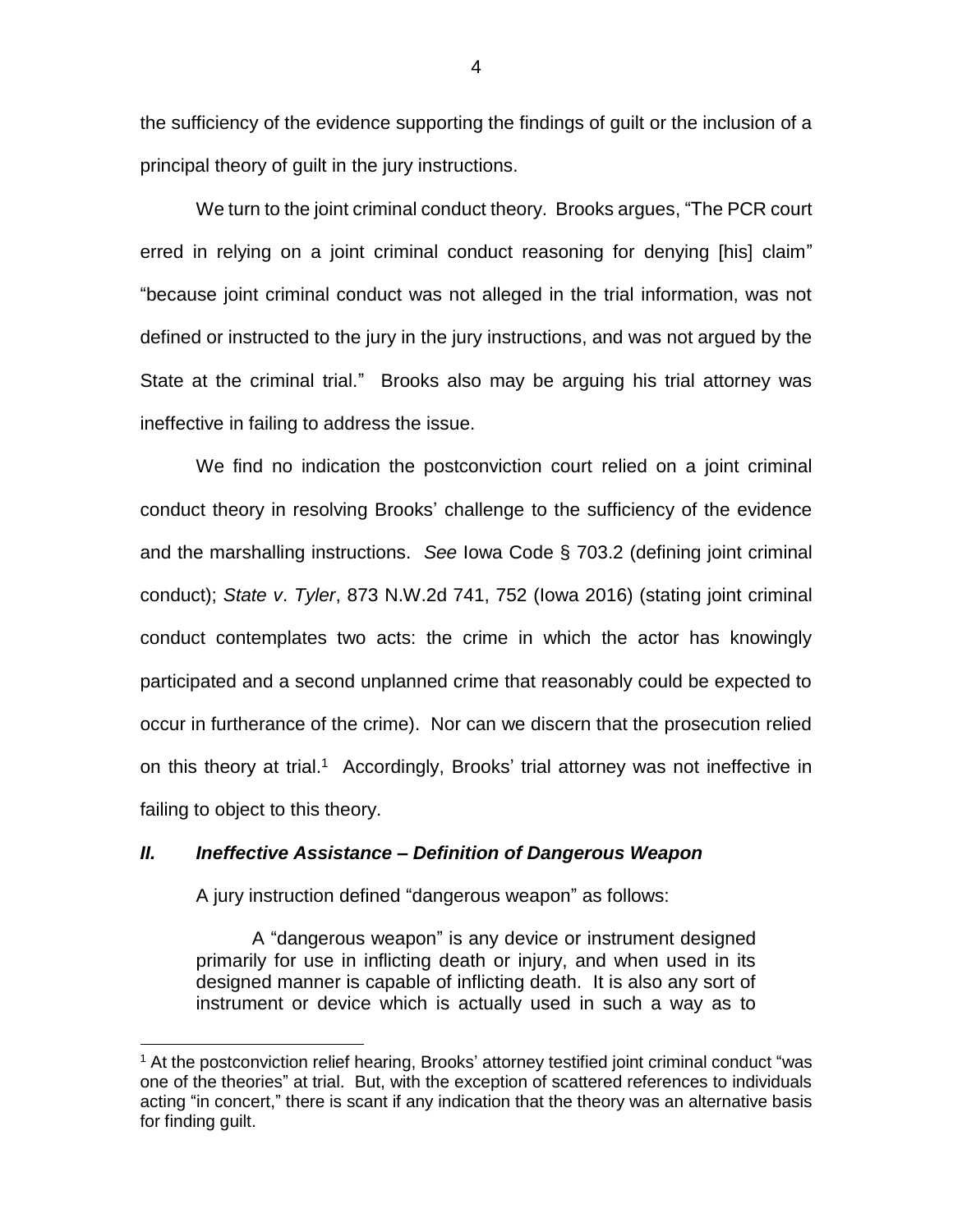the sufficiency of the evidence supporting the findings of guilt or the inclusion of a principal theory of guilt in the jury instructions.

We turn to the joint criminal conduct theory. Brooks argues, "The PCR court erred in relying on a joint criminal conduct reasoning for denying [his] claim" "because joint criminal conduct was not alleged in the trial information, was not defined or instructed to the jury in the jury instructions, and was not argued by the State at the criminal trial." Brooks also may be arguing his trial attorney was ineffective in failing to address the issue.

We find no indication the postconviction court relied on a joint criminal conduct theory in resolving Brooks' challenge to the sufficiency of the evidence and the marshalling instructions. *See* Iowa Code § 703.2 (defining joint criminal conduct); *State v. Tyler*, 873 N.W.2d 741, 752 (Iowa 2016) (stating joint criminal conduct contemplates two acts: the crime in which the actor has knowingly participated and a second unplanned crime that reasonably could be expected to occur in furtherance of the crime). Nor can we discern that the prosecution relied on this theory at trial.[1] Accordingly, Brooks' trial attorney was not ineffective in failing to object to this theory.

### *II. Ineffective Assistance – Definition of Dangerous Weapon*

A jury instruction defined "dangerous weapon" as follows:

> A "dangerous weapon" is any device or instrument designed primarily for use in inflicting death or injury, and when used in its designed manner is capable of inflicting death. It is also any sort of instrument or device which is actually used in such a way as to

---

[1] At the postconviction relief hearing, Brooks' attorney testified joint criminal conduct "was one of the theories" at trial. But, with the exception of scattered references to individuals acting "in concert," there is scant if any indication that the theory was an alternative basis for finding guilt.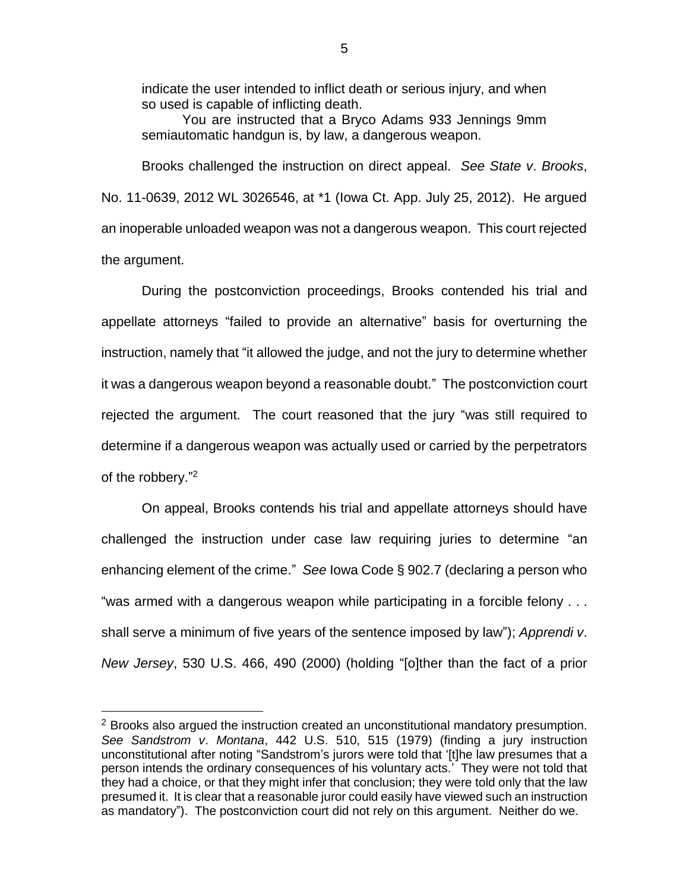> indicate the user intended to inflict death or serious injury, and when so used is capable of inflicting death.
>
> You are instructed that a Bryco Adams 933 Jennings 9mm semiautomatic handgun is, by law, a dangerous weapon.

Brooks challenged the instruction on direct appeal. *See State v. Brooks*, No. 11-0639, 2012 WL 3026546, at *1 (Iowa Ct. App. July 25, 2012). He argued an inoperable unloaded weapon was not a dangerous weapon. This court rejected the argument.

During the postconviction proceedings, Brooks contended his trial and appellate attorneys "failed to provide an alternative" basis for overturning the instruction, namely that "it allowed the judge, and not the jury to determine whether it was a dangerous weapon beyond a reasonable doubt." The postconviction court rejected the argument. The court reasoned that the jury "was still required to determine if a dangerous weapon was actually used or carried by the perpetrators of the robbery."[2]

On appeal, Brooks contends his trial and appellate attorneys should have challenged the instruction under case law requiring juries to determine "an enhancing element of the crime." *See* Iowa Code § 902.7 (declaring a person who "was armed with a dangerous weapon while participating in a forcible felony . . . shall serve a minimum of five years of the sentence imposed by law"); *Apprendi v. New Jersey*, 530 U.S. 466, 490 (2000) (holding "[o]ther than the fact of a prior

---

[2] Brooks also argued the instruction created an unconstitutional mandatory presumption. *See Sandstrom v. Montana*, 442 U.S. 510, 515 (1979) (finding a jury instruction unconstitutional after noting "Sandstrom's jurors were told that '[t]he law presumes that a person intends the ordinary consequences of his voluntary acts.' They were not told that they had a choice, or that they might infer that conclusion; they were told only that the law presumed it. It is clear that a reasonable juror could easily have viewed such an instruction as mandatory"). The postconviction court did not rely on this argument. Neither do we.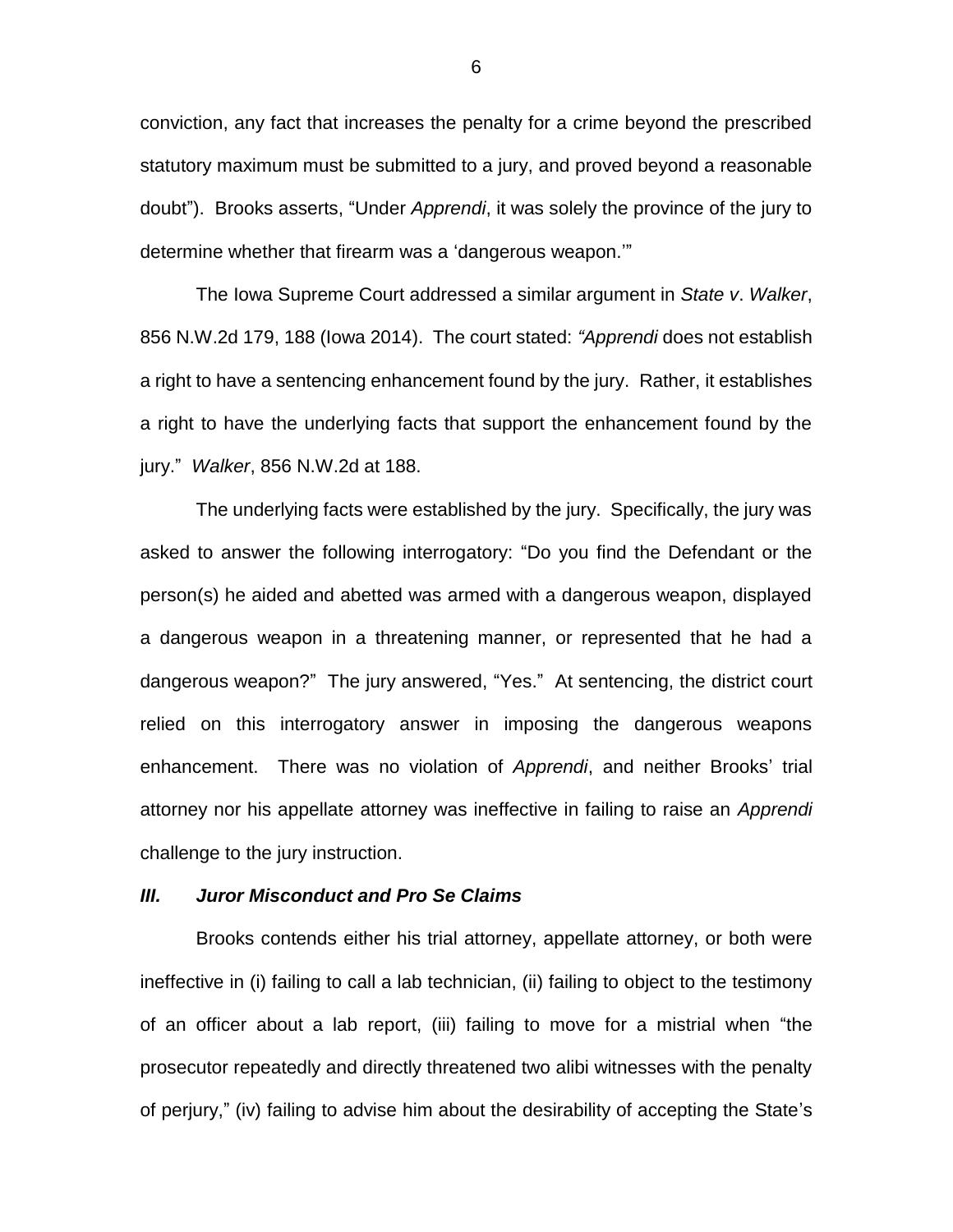conviction, any fact that increases the penalty for a crime beyond the prescribed statutory maximum must be submitted to a jury, and proved beyond a reasonable doubt"). Brooks asserts, "Under *Apprendi*, it was solely the province of the jury to determine whether that firearm was a 'dangerous weapon.'"

The Iowa Supreme Court addressed a similar argument in *State v*. *Walker*, 856 N.W.2d 179, 188 (Iowa 2014). The court stated: *"Apprendi* does not establish a right to have a sentencing enhancement found by the jury. Rather, it establishes a right to have the underlying facts that support the enhancement found by the jury." *Walker*, 856 N.W.2d at 188.

The underlying facts were established by the jury. Specifically, the jury was asked to answer the following interrogatory: "Do you find the Defendant or the person(s) he aided and abetted was armed with a dangerous weapon, displayed a dangerous weapon in a threatening manner, or represented that he had a dangerous weapon?" The jury answered, "Yes." At sentencing, the district court relied on this interrogatory answer in imposing the dangerous weapons enhancement. There was no violation of *Apprendi*, and neither Brooks' trial attorney nor his appellate attorney was ineffective in failing to raise an *Apprendi* challenge to the jury instruction.

### *III. Juror Misconduct and Pro Se Claims*

Brooks contends either his trial attorney, appellate attorney, or both were ineffective in (i) failing to call a lab technician, (ii) failing to object to the testimony of an officer about a lab report, (iii) failing to move for a mistrial when "the prosecutor repeatedly and directly threatened two alibi witnesses with the penalty of perjury," (iv) failing to advise him about the desirability of accepting the State's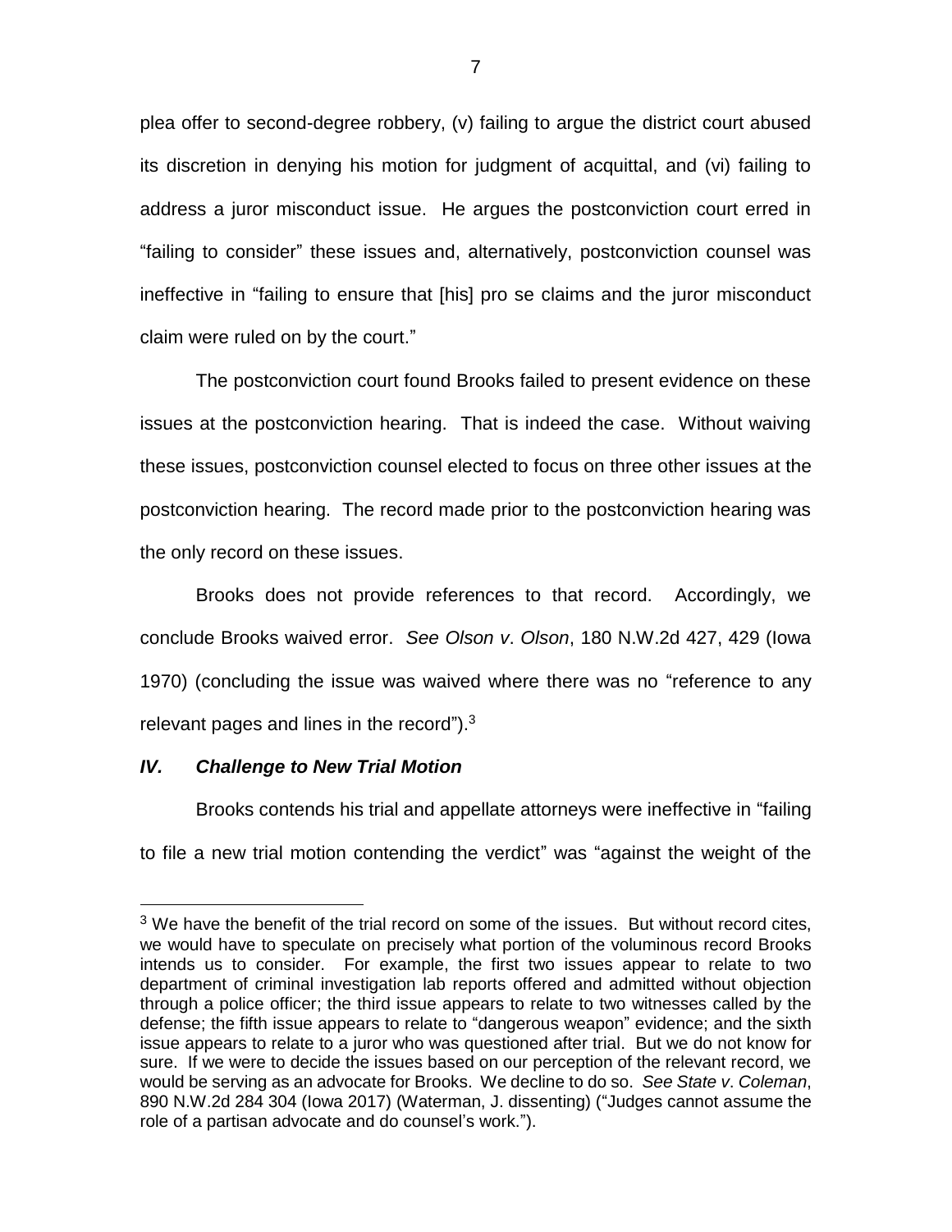plea offer to second-degree robbery, (v) failing to argue the district court abused its discretion in denying his motion for judgment of acquittal, and (vi) failing to address a juror misconduct issue. He argues the postconviction court erred in "failing to consider" these issues and, alternatively, postconviction counsel was ineffective in "failing to ensure that [his] pro se claims and the juror misconduct claim were ruled on by the court."

The postconviction court found Brooks failed to present evidence on these issues at the postconviction hearing. That is indeed the case. Without waiving these issues, postconviction counsel elected to focus on three other issues at the postconviction hearing. The record made prior to the postconviction hearing was the only record on these issues.

Brooks does not provide references to that record. Accordingly, we conclude Brooks waived error. *See Olson v. Olson*, 180 N.W.2d 427, 429 (Iowa 1970) (concluding the issue was waived where there was no "reference to any relevant pages and lines in the record").[3]

### *IV. Challenge to New Trial Motion*

Brooks contends his trial and appellate attorneys were ineffective in "failing to file a new trial motion contending the verdict" was "against the weight of the

[3] We have the benefit of the trial record on some of the issues. But without record cites, we would have to speculate on precisely what portion of the voluminous record Brooks intends us to consider. For example, the first two issues appear to relate to two department of criminal investigation lab reports offered and admitted without objection through a police officer; the third issue appears to relate to two witnesses called by the defense; the fifth issue appears to relate to "dangerous weapon" evidence; and the sixth issue appears to relate to a juror who was questioned after trial. But we do not know for sure. If we were to decide the issues based on our perception of the relevant record, we would be serving as an advocate for Brooks. We decline to do so. *See State v. Coleman*, 890 N.W.2d 284 304 (Iowa 2017) (Waterman, J. dissenting) ("Judges cannot assume the role of a partisan advocate and do counsel's work.").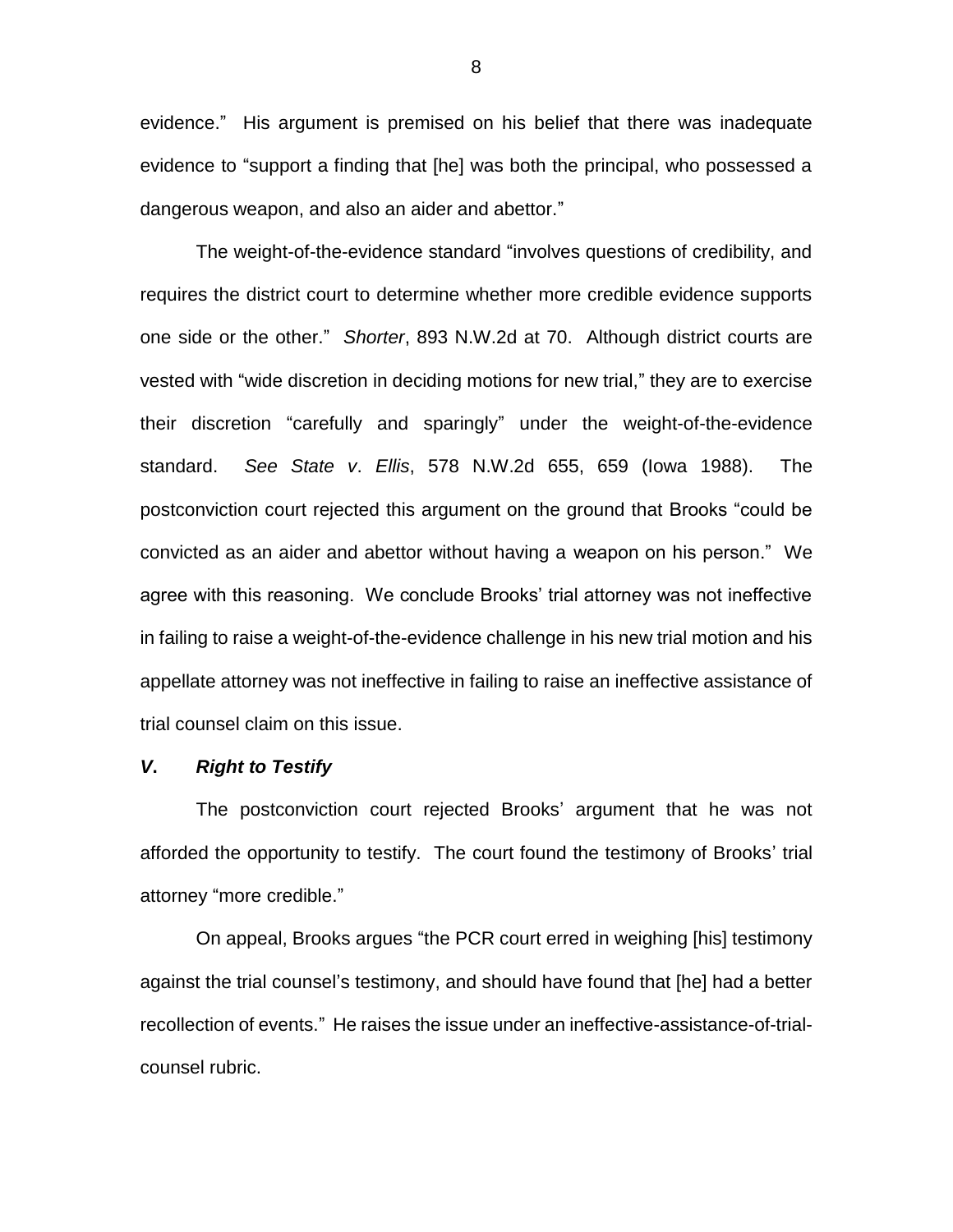evidence." His argument is premised on his belief that there was inadequate evidence to "support a finding that [he] was both the principal, who possessed a dangerous weapon, and also an aider and abettor."

The weight-of-the-evidence standard "involves questions of credibility, and requires the district court to determine whether more credible evidence supports one side or the other." *Shorter*, 893 N.W.2d at 70. Although district courts are vested with "wide discretion in deciding motions for new trial," they are to exercise their discretion "carefully and sparingly" under the weight-of-the-evidence standard. *See State v. Ellis*, 578 N.W.2d 655, 659 (Iowa 1988). The postconviction court rejected this argument on the ground that Brooks "could be convicted as an aider and abettor without having a weapon on his person." We agree with this reasoning. We conclude Brooks' trial attorney was not ineffective in failing to raise a weight-of-the-evidence challenge in his new trial motion and his appellate attorney was not ineffective in failing to raise an ineffective assistance of trial counsel claim on this issue.

### *V. Right to Testify*

The postconviction court rejected Brooks' argument that he was not afforded the opportunity to testify. The court found the testimony of Brooks' trial attorney "more credible."

On appeal, Brooks argues "the PCR court erred in weighing [his] testimony against the trial counsel's testimony, and should have found that [he] had a better recollection of events." He raises the issue under an ineffective-assistance-of-trial-counsel rubric.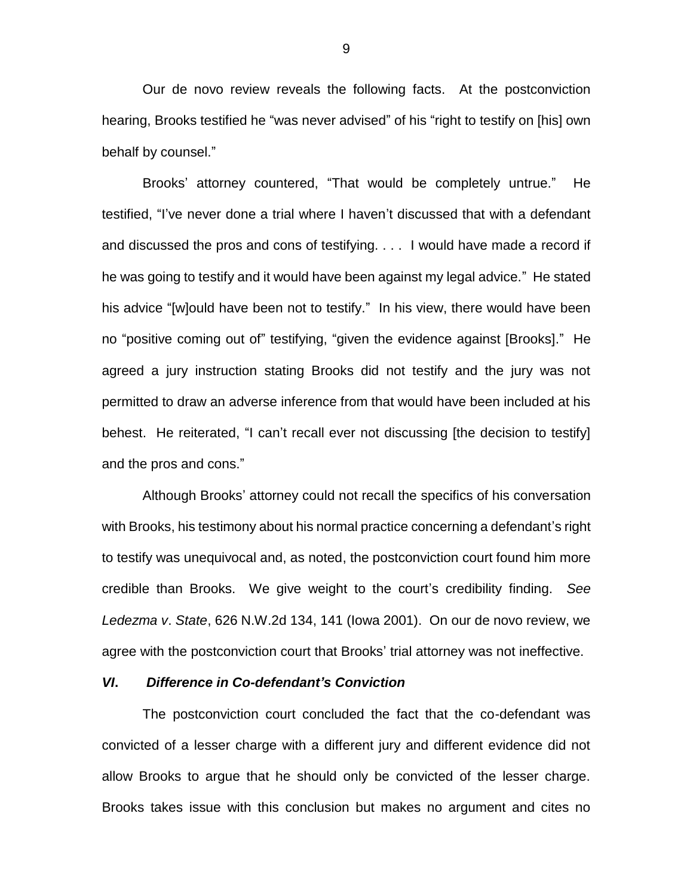Our de novo review reveals the following facts. At the postconviction hearing, Brooks testified he "was never advised" of his "right to testify on [his] own behalf by counsel."

Brooks' attorney countered, "That would be completely untrue." He testified, "I've never done a trial where I haven't discussed that with a defendant and discussed the pros and cons of testifying. . . . I would have made a record if he was going to testify and it would have been against my legal advice." He stated his advice "[w]ould have been not to testify." In his view, there would have been no "positive coming out of" testifying, "given the evidence against [Brooks]." He agreed a jury instruction stating Brooks did not testify and the jury was not permitted to draw an adverse inference from that would have been included at his behest. He reiterated, "I can't recall ever not discussing [the decision to testify] and the pros and cons."

Although Brooks' attorney could not recall the specifics of his conversation with Brooks, his testimony about his normal practice concerning a defendant's right to testify was unequivocal and, as noted, the postconviction court found him more credible than Brooks. We give weight to the court's credibility finding. *See Ledezma v. State*, 626 N.W.2d 134, 141 (Iowa 2001). On our de novo review, we agree with the postconviction court that Brooks' trial attorney was not ineffective.

### *VI. Difference in Co-defendant's Conviction*

The postconviction court concluded the fact that the co-defendant was convicted of a lesser charge with a different jury and different evidence did not allow Brooks to argue that he should only be convicted of the lesser charge. Brooks takes issue with this conclusion but makes no argument and cites no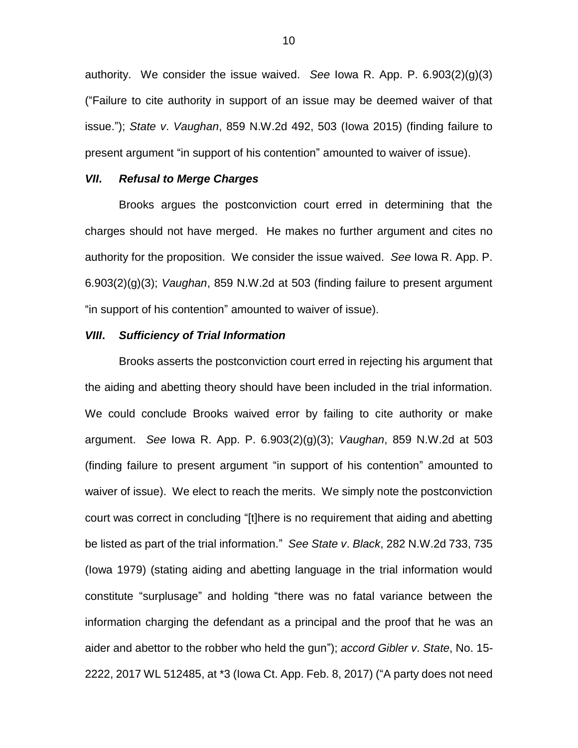authority. We consider the issue waived. *See* Iowa R. App. P. 6.903(2)(g)(3) ("Failure to cite authority in support of an issue may be deemed waiver of that issue."); *State v. Vaughan*, 859 N.W.2d 492, 503 (Iowa 2015) (finding failure to present argument "in support of his contention" amounted to waiver of issue).

### *VII. Refusal to Merge Charges*

Brooks argues the postconviction court erred in determining that the charges should not have merged. He makes no further argument and cites no authority for the proposition. We consider the issue waived. *See* Iowa R. App. P. 6.903(2)(g)(3); *Vaughan*, 859 N.W.2d at 503 (finding failure to present argument "in support of his contention" amounted to waiver of issue).

### *VIII. Sufficiency of Trial Information*

Brooks asserts the postconviction court erred in rejecting his argument that the aiding and abetting theory should have been included in the trial information. We could conclude Brooks waived error by failing to cite authority or make argument. *See* Iowa R. App. P. 6.903(2)(g)(3); *Vaughan*, 859 N.W.2d at 503 (finding failure to present argument "in support of his contention" amounted to waiver of issue). We elect to reach the merits. We simply note the postconviction court was correct in concluding "[t]here is no requirement that aiding and abetting be listed as part of the trial information." *See State v. Black*, 282 N.W.2d 733, 735 (Iowa 1979) (stating aiding and abetting language in the trial information would constitute "surplusage" and holding "there was no fatal variance between the information charging the defendant as a principal and the proof that he was an aider and abettor to the robber who held the gun"); *accord Gibler v. State*, No. 15-2222, 2017 WL 512485, at *3 (Iowa Ct. App. Feb. 8, 2017) ("A party does not need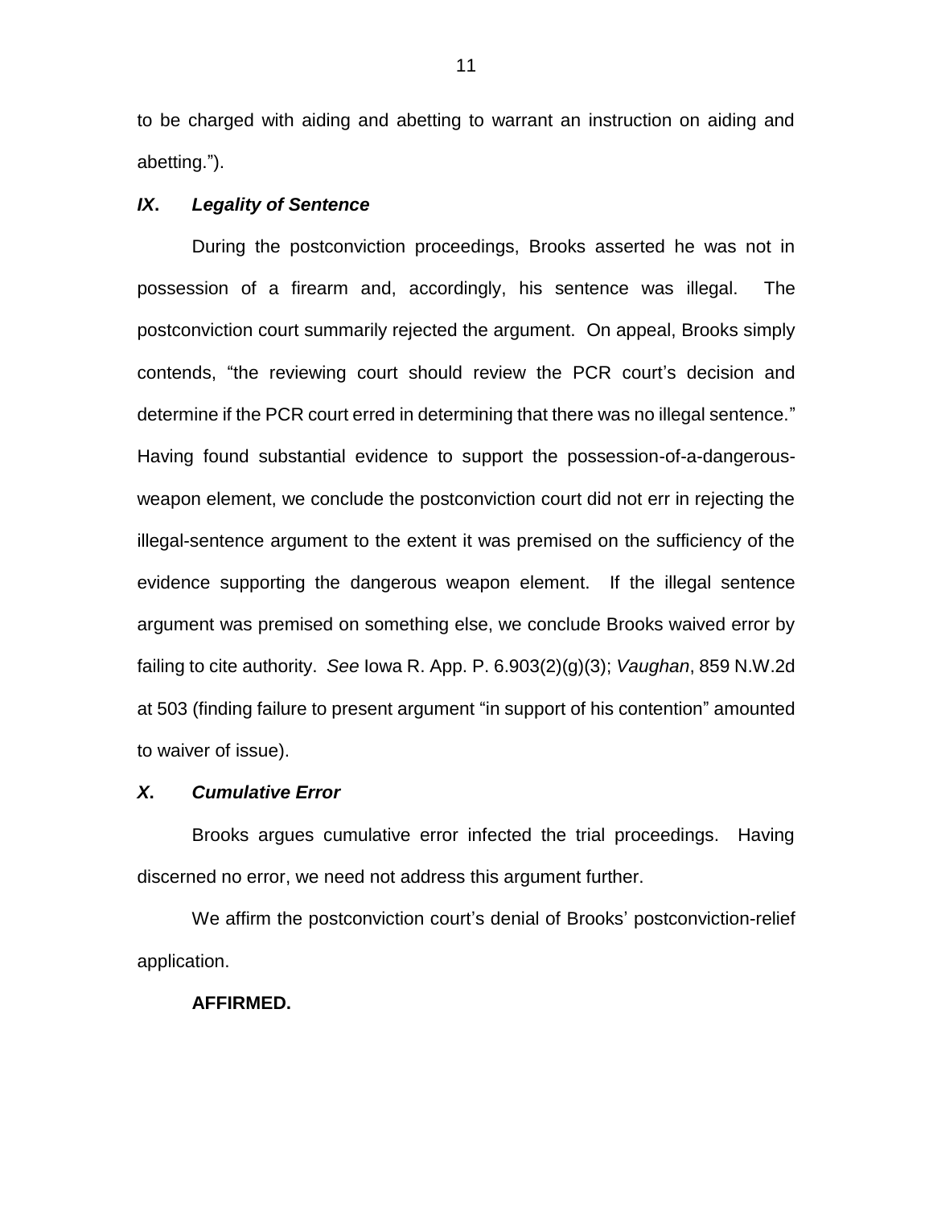to be charged with aiding and abetting to warrant an instruction on aiding and abetting.").

### *IX. Legality of Sentence*

During the postconviction proceedings, Brooks asserted he was not in possession of a firearm and, accordingly, his sentence was illegal. The postconviction court summarily rejected the argument. On appeal, Brooks simply contends, "the reviewing court should review the PCR court's decision and determine if the PCR court erred in determining that there was no illegal sentence." Having found substantial evidence to support the possession-of-a-dangerous-weapon element, we conclude the postconviction court did not err in rejecting the illegal-sentence argument to the extent it was premised on the sufficiency of the evidence supporting the dangerous weapon element. If the illegal sentence argument was premised on something else, we conclude Brooks waived error by failing to cite authority. *See* Iowa R. App. P. 6.903(2)(g)(3); *Vaughan*, 859 N.W.2d at 503 (finding failure to present argument "in support of his contention" amounted to waiver of issue).

### *X. Cumulative Error*

Brooks argues cumulative error infected the trial proceedings. Having discerned no error, we need not address this argument further.

We affirm the postconviction court's denial of Brooks' postconviction-relief application.

**AFFIRMED.**